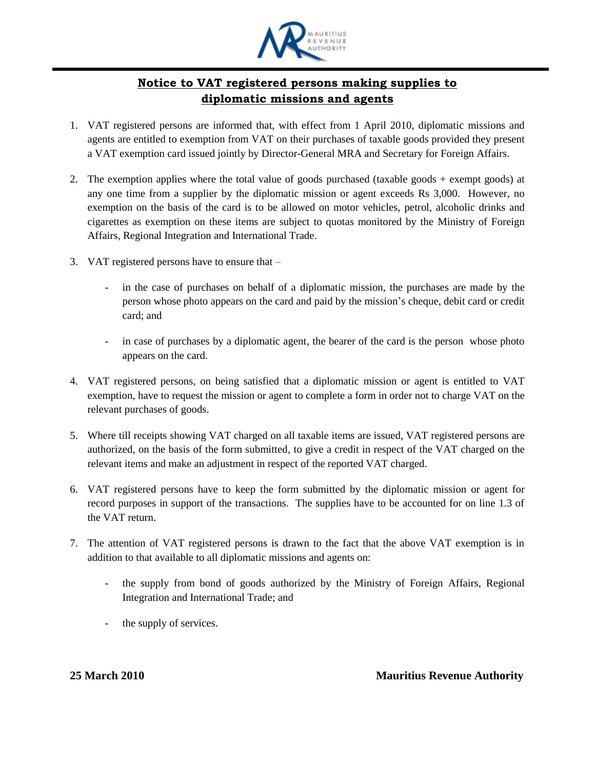# Notice to VAT registered persons making supplies to diplomatic missions and agents

1. VAT registered persons are informed that, with effect from 1 April 2010, diplomatic missions and agents are entitled to exemption from VAT on their purchases of taxable goods provided they present a VAT exemption card issued jointly by Director-General MRA and Secretary for Foreign Affairs.

2. The exemption applies where the total value of goods purchased (taxable goods + exempt goods) at any one time from a supplier by the diplomatic mission or agent exceeds Rs 3,000. However, no exemption on the basis of the card is to be allowed on motor vehicles, petrol, alcoholic drinks and cigarettes as exemption on these items are subject to quotas monitored by the Ministry of Foreign Affairs, Regional Integration and International Trade.

3. VAT registered persons have to ensure that –

   - in the case of purchases on behalf of a diplomatic mission, the purchases are made by the person whose photo appears on the card and paid by the mission's cheque, debit card or credit card; and

   - in case of purchases by a diplomatic agent, the bearer of the card is the person whose photo appears on the card.

4. VAT registered persons, on being satisfied that a diplomatic mission or agent is entitled to VAT exemption, have to request the mission or agent to complete a form in order not to charge VAT on the relevant purchases of goods.

5. Where till receipts showing VAT charged on all taxable items are issued, VAT registered persons are authorized, on the basis of the form submitted, to give a credit in respect of the VAT charged on the relevant items and make an adjustment in respect of the reported VAT charged.

6. VAT registered persons have to keep the form submitted by the diplomatic mission or agent for record purposes in support of the transactions. The supplies have to be accounted for on line 1.3 of the VAT return.

7. The attention of VAT registered persons is drawn to the fact that the above VAT exemption is in addition to that available to all diplomatic missions and agents on:

   - the supply from bond of goods authorized by the Ministry of Foreign Affairs, Regional Integration and International Trade; and

   - the supply of services.

**25 March 2010** **Mauritius Revenue Authority**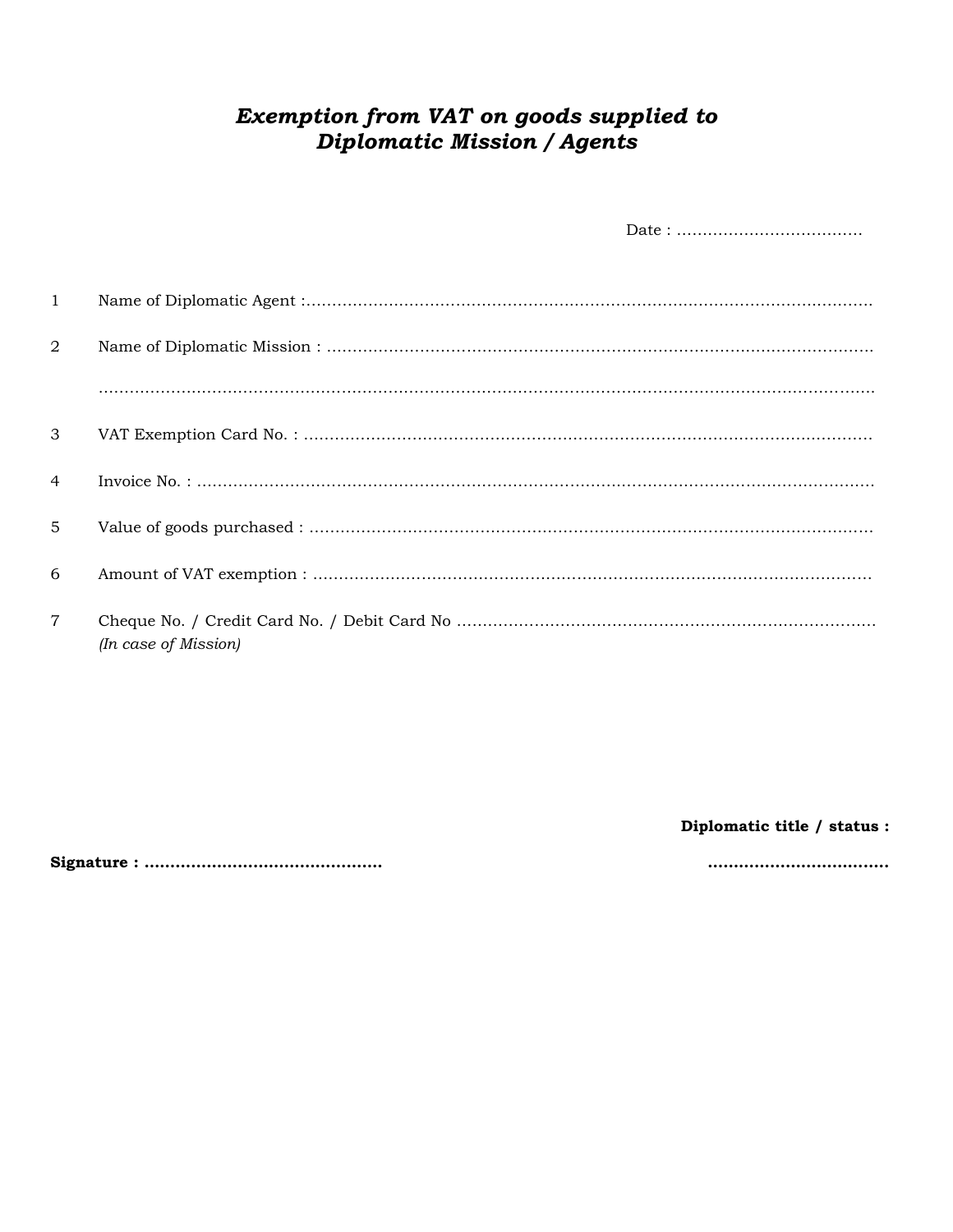# *Exemption from VAT on goods supplied to Diplomatic Mission / Agents*

Date : ………………………………

1 Name of Diplomatic Agent :………………………………………………………………………………………………

2 Name of Diplomatic Mission : ………………………………………………………………………………………………

………………………………………………………………………………………………………………………………………

3 VAT Exemption Card No. : ………………………………………………………………………………………………

4 Invoice No. : ……………………………………………………………………………………………………………………

5 Value of goods purchased : ………………………………………………………………………………………………

6 Amount of VAT exemption : ………………………………………………………………………………………………

7 Cheque No. / Credit Card No. / Debit Card No ……………………………………………………………………
*(In case of Mission)*

**Diplomatic title / status :**

**Signature : ………………………………………** **……………………………**